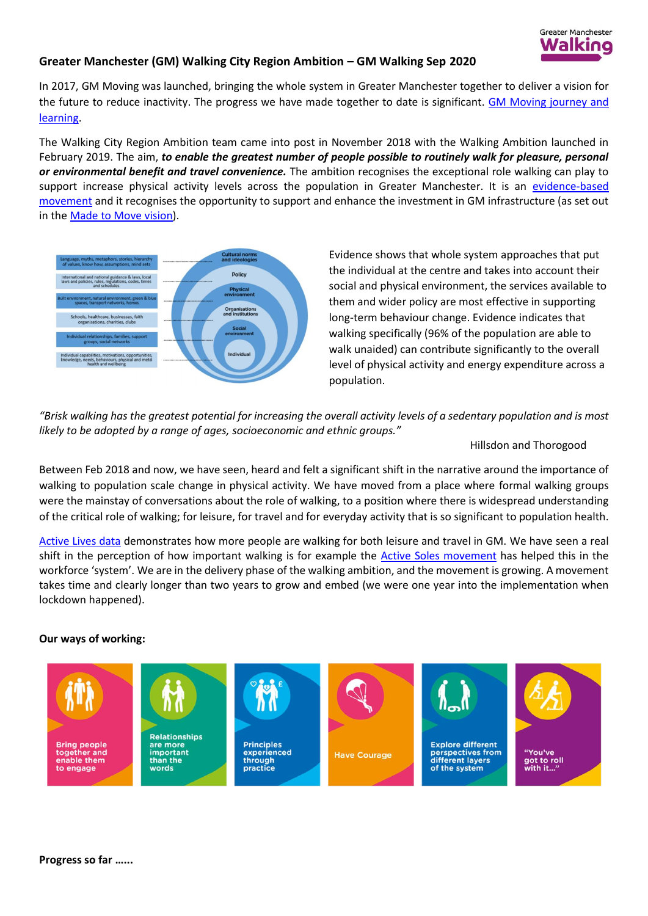# Greater Manchester (GM) Walking City Region Ambition – GM Walking Sep 2020

In 2017, GM Moving was launched, bringing the whole system in Greater Manchester together to deliver a vision for the future to reduce inactivity. The progress we have made together to date is significant. [GM Moving journey and learning](#).

The Walking City Region Ambition team came into post in November 2018 with the Walking Ambition launched in February 2019. The aim, ***to enable the greatest number of people possible to routinely walk for pleasure, personal or environmental benefit and travel convenience.*** The ambition recognises the exceptional role walking can play to support increase physical activity levels across the population in Greater Manchester. It is an [evidence-based movement](#) and it recognises the opportunity to support and enhance the investment in GM infrastructure (as set out in the [Made to Move vision](#)).

Evidence shows that whole system approaches that put the individual at the centre and takes into account their social and physical environment, the services available to them and wider policy are most effective in supporting long-term behaviour change. Evidence indicates that walking specifically (96% of the population are able to walk unaided) can contribute significantly to the overall level of physical activity and energy expenditure across a population.

*"Brisk walking has the greatest potential for increasing the overall activity levels of a sedentary population and is most likely to be adopted by a range of ages, socioeconomic and ethnic groups."*

Hillsdon and Thorogood

Between Feb 2018 and now, we have seen, heard and felt a significant shift in the narrative around the importance of walking to population scale change in physical activity. We have moved from a place where formal walking groups were the mainstay of conversations about the role of walking, to a position where there is widespread understanding of the critical role of walking; for leisure, for travel and for everyday activity that is so significant to population health.

[Active Lives data](#) demonstrates how more people are walking for both leisure and travel in GM. We have seen a real shift in the perception of how important walking is for example the [Active Soles movement](#) has helped this in the workforce 'system'. We are in the delivery phase of the walking ambition, and the movement is growing. A movement takes time and clearly longer than two years to grow and embed (we were one year into the implementation when lockdown happened).

**Our ways of working:**

- Bring people together and enable them to engage
- Relationships are more important than the words
- Principles experienced through practice
- Have Courage
- Explore different perspectives from different layers of the system
- "You've got to roll with it…"

**Progress so far ……**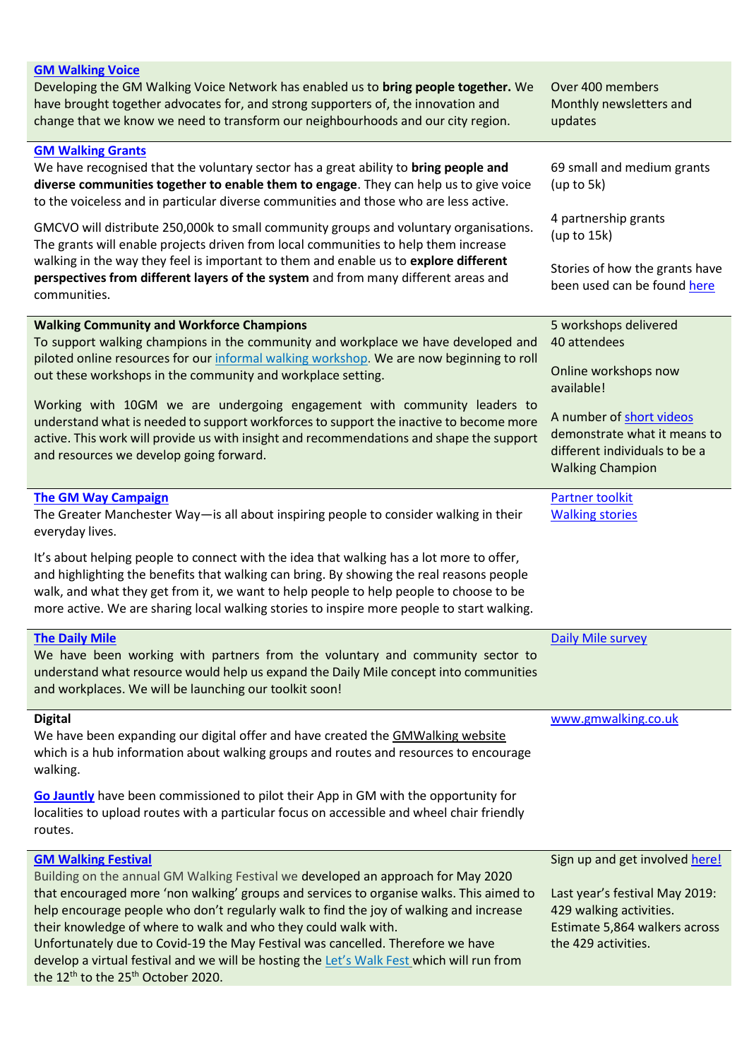| | |
|---|---|
| **GM Walking Voice**<br>Developing the GM Walking Voice Network has enabled us to **bring people together.** We have brought together advocates for, and strong supporters of, the innovation and change that we know we need to transform our neighbourhoods and our city region. | Over 400 members<br>Monthly newsletters and updates |
| **GM Walking Grants**<br>We have recognised that the voluntary sector has a great ability to **bring people and diverse communities together to enable them to engage**. They can help us to give voice to the voiceless and in particular diverse communities and those who are less active.<br><br>GMCVO will distribute 250,000k to small community groups and voluntary organisations. The grants will enable projects driven from local communities to help them increase walking in the way they feel is important to them and enable us to **explore different perspectives from different layers of the system** and from many different areas and communities. | 69 small and medium grants (up to 5k)<br><br>4 partnership grants (up to 15k)<br><br>Stories of how the grants have been used can be found here |
| **Walking Community and Workforce Champions**<br>To support walking champions in the community and workplace we have developed and piloted online resources for our informal walking workshop. We are now beginning to roll out these workshops in the community and workplace setting.<br><br>Working with 10GM we are undergoing engagement with community leaders to understand what is needed to support workforces to support the inactive to become more active. This work will provide us with insight and recommendations and shape the support and resources we develop going forward. | 5 workshops delivered<br>40 attendees<br><br>Online workshops now available!<br><br>A number of short videos demonstrate what it means to different individuals to be a Walking Champion |
| **The GM Way Campaign**<br>The Greater Manchester Way—is all about inspiring people to consider walking in their everyday lives.<br><br>It's about helping people to connect with the idea that walking has a lot more to offer, and highlighting the benefits that walking can bring. By showing the real reasons people walk, and what they get from it, we want to help people to help people to choose to be more active. We are sharing local walking stories to inspire more people to start walking. | Partner toolkit<br>Walking stories |
| **The Daily Mile**<br>We have been working with partners from the voluntary and community sector to understand what resource would help us expand the Daily Mile concept into communities and workplaces. We will be launching our toolkit soon! | Daily Mile survey |
| **Digital**<br>We have been expanding our digital offer and have created the GMWalking website which is a hub information about walking groups and routes and resources to encourage walking.<br><br>**Go Jauntly** have been commissioned to pilot their App in GM with the opportunity for localities to upload routes with a particular focus on accessible and wheel chair friendly routes. | www.gmwalking.co.uk |
| **GM Walking Festival**<br>Building on the annual GM Walking Festival we developed an approach for May 2020 that encouraged more 'non walking' groups and services to organise walks. This aimed to help encourage people who don't regularly walk to find the joy of walking and increase their knowledge of where to walk and who they could walk with.<br>Unfortunately due to Covid-19 the May Festival was cancelled. Therefore we have develop a virtual festival and we will be hosting the Let's Walk Fest which will run from the 12th to the 25th October 2020. | Sign up and get involved here!<br><br>Last year's festival May 2019: 429 walking activities.<br>Estimate 5,864 walkers across the 429 activities. |